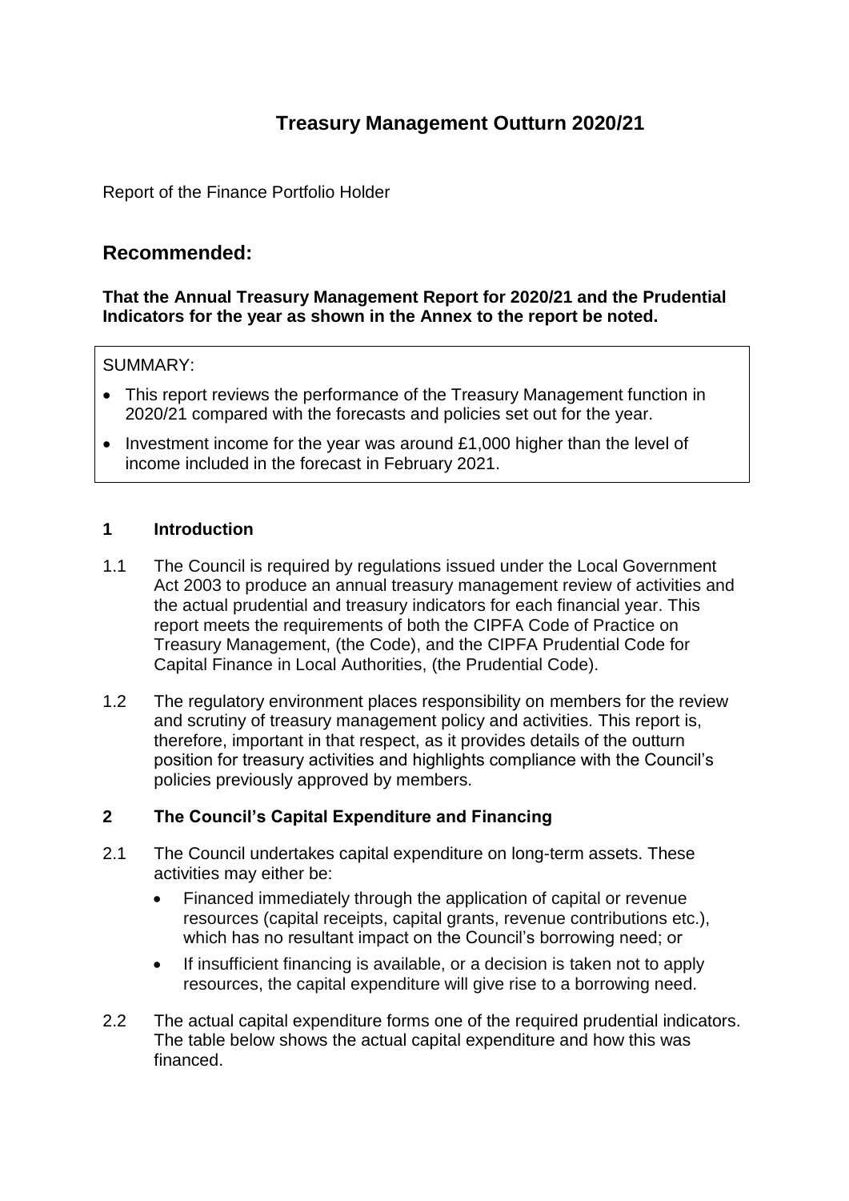# Treasury Management Outturn 2020/21

Report of the Finance Portfolio Holder

## Recommended:

**That the Annual Treasury Management Report for 2020/21 and the Prudential Indicators for the year as shown in the Annex to the report be noted.**

SUMMARY:

- This report reviews the performance of the Treasury Management function in 2020/21 compared with the forecasts and policies set out for the year.
- Investment income for the year was around £1,000 higher than the level of income included in the forecast in February 2021.

### 1 Introduction

1.1 The Council is required by regulations issued under the Local Government Act 2003 to produce an annual treasury management review of activities and the actual prudential and treasury indicators for each financial year. This report meets the requirements of both the CIPFA Code of Practice on Treasury Management, (the Code), and the CIPFA Prudential Code for Capital Finance in Local Authorities, (the Prudential Code).

1.2 The regulatory environment places responsibility on members for the review and scrutiny of treasury management policy and activities. This report is, therefore, important in that respect, as it provides details of the outturn position for treasury activities and highlights compliance with the Council's policies previously approved by members.

### 2 The Council's Capital Expenditure and Financing

2.1 The Council undertakes capital expenditure on long-term assets. These activities may either be:

- Financed immediately through the application of capital or revenue resources (capital receipts, capital grants, revenue contributions etc.), which has no resultant impact on the Council's borrowing need; or
- If insufficient financing is available, or a decision is taken not to apply resources, the capital expenditure will give rise to a borrowing need.

2.2 The actual capital expenditure forms one of the required prudential indicators. The table below shows the actual capital expenditure and how this was financed.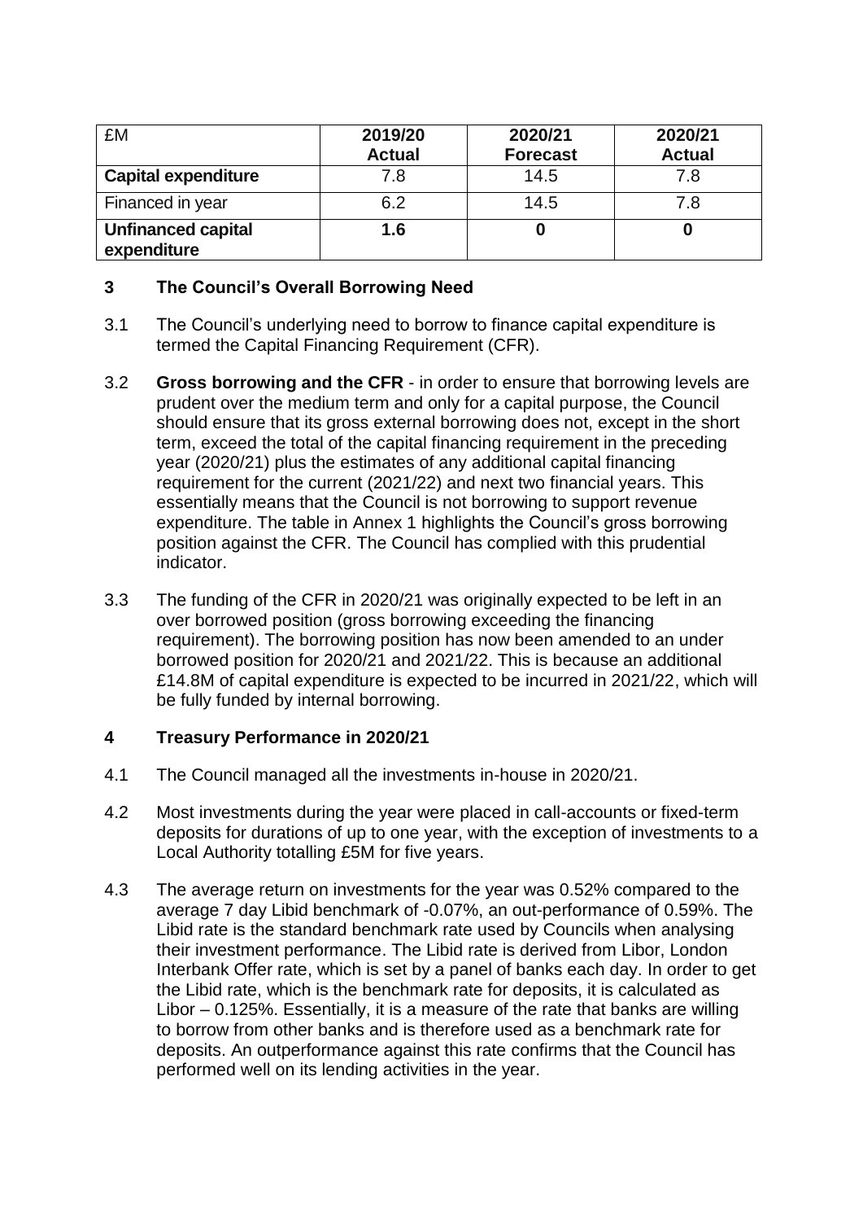| £M | 2019/20 Actual | 2020/21 Forecast | 2020/21 Actual |
|---|---|---|---|
| **Capital expenditure** | 7.8 | 14.5 | 7.8 |
| Financed in year | 6.2 | 14.5 | 7.8 |
| **Unfinanced capital expenditure** | **1.6** | **0** | **0** |

## 3 The Council's Overall Borrowing Need

3.1 The Council's underlying need to borrow to finance capital expenditure is termed the Capital Financing Requirement (CFR).

3.2 **Gross borrowing and the CFR** - in order to ensure that borrowing levels are prudent over the medium term and only for a capital purpose, the Council should ensure that its gross external borrowing does not, except in the short term, exceed the total of the capital financing requirement in the preceding year (2020/21) plus the estimates of any additional capital financing requirement for the current (2021/22) and next two financial years. This essentially means that the Council is not borrowing to support revenue expenditure. The table in Annex 1 highlights the Council's gross borrowing position against the CFR. The Council has complied with this prudential indicator.

3.3 The funding of the CFR in 2020/21 was originally expected to be left in an over borrowed position (gross borrowing exceeding the financing requirement). The borrowing position has now been amended to an under borrowed position for 2020/21 and 2021/22. This is because an additional £14.8M of capital expenditure is expected to be incurred in 2021/22, which will be fully funded by internal borrowing.

## 4 Treasury Performance in 2020/21

4.1 The Council managed all the investments in-house in 2020/21.

4.2 Most investments during the year were placed in call-accounts or fixed-term deposits for durations of up to one year, with the exception of investments to a Local Authority totalling £5M for five years.

4.3 The average return on investments for the year was 0.52% compared to the average 7 day Libid benchmark of -0.07%, an out-performance of 0.59%. The Libid rate is the standard benchmark rate used by Councils when analysing their investment performance. The Libid rate is derived from Libor, London Interbank Offer rate, which is set by a panel of banks each day. In order to get the Libid rate, which is the benchmark rate for deposits, it is calculated as Libor – 0.125%. Essentially, it is a measure of the rate that banks are willing to borrow from other banks and is therefore used as a benchmark rate for deposits. An outperformance against this rate confirms that the Council has performed well on its lending activities in the year.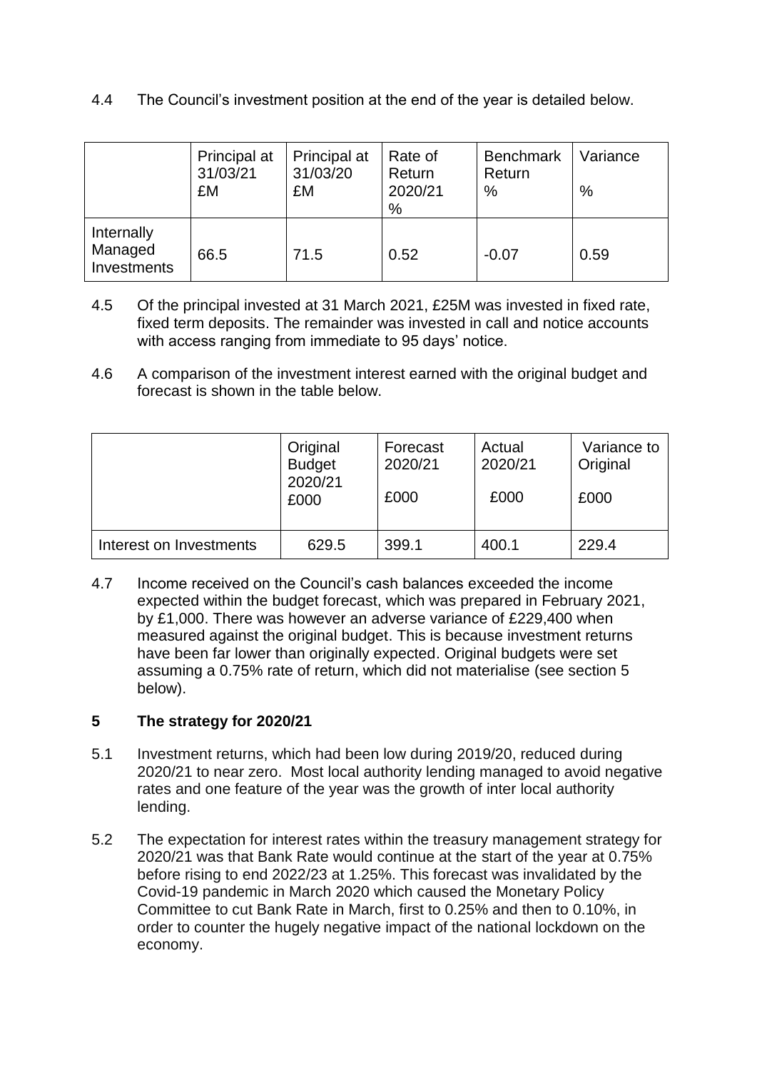4.4 The Council's investment position at the end of the year is detailed below.

| | Principal at 31/03/21 £M | Principal at 31/03/20 £M | Rate of Return 2020/21 % | Benchmark Return % | Variance % |
|---|---|---|---|---|---|
| Internally Managed Investments | 66.5 | 71.5 | 0.52 | -0.07 | 0.59 |

4.5 Of the principal invested at 31 March 2021, £25M was invested in fixed rate, fixed term deposits. The remainder was invested in call and notice accounts with access ranging from immediate to 95 days' notice.

4.6 A comparison of the investment interest earned with the original budget and forecast is shown in the table below.

| | Original Budget 2020/21 £000 | Forecast 2020/21 £000 | Actual 2020/21 £000 | Variance to Original £000 |
|---|---|---|---|---|
| Interest on Investments | 629.5 | 399.1 | 400.1 | 229.4 |

4.7 Income received on the Council's cash balances exceeded the income expected within the budget forecast, which was prepared in February 2021, by £1,000. There was however an adverse variance of £229,400 when measured against the original budget. This is because investment returns have been far lower than originally expected. Original budgets were set assuming a 0.75% rate of return, which did not materialise (see section 5 below).

## 5 The strategy for 2020/21

5.1 Investment returns, which had been low during 2019/20, reduced during 2020/21 to near zero. Most local authority lending managed to avoid negative rates and one feature of the year was the growth of inter local authority lending.

5.2 The expectation for interest rates within the treasury management strategy for 2020/21 was that Bank Rate would continue at the start of the year at 0.75% before rising to end 2022/23 at 1.25%. This forecast was invalidated by the Covid-19 pandemic in March 2020 which caused the Monetary Policy Committee to cut Bank Rate in March, first to 0.25% and then to 0.10%, in order to counter the hugely negative impact of the national lockdown on the economy.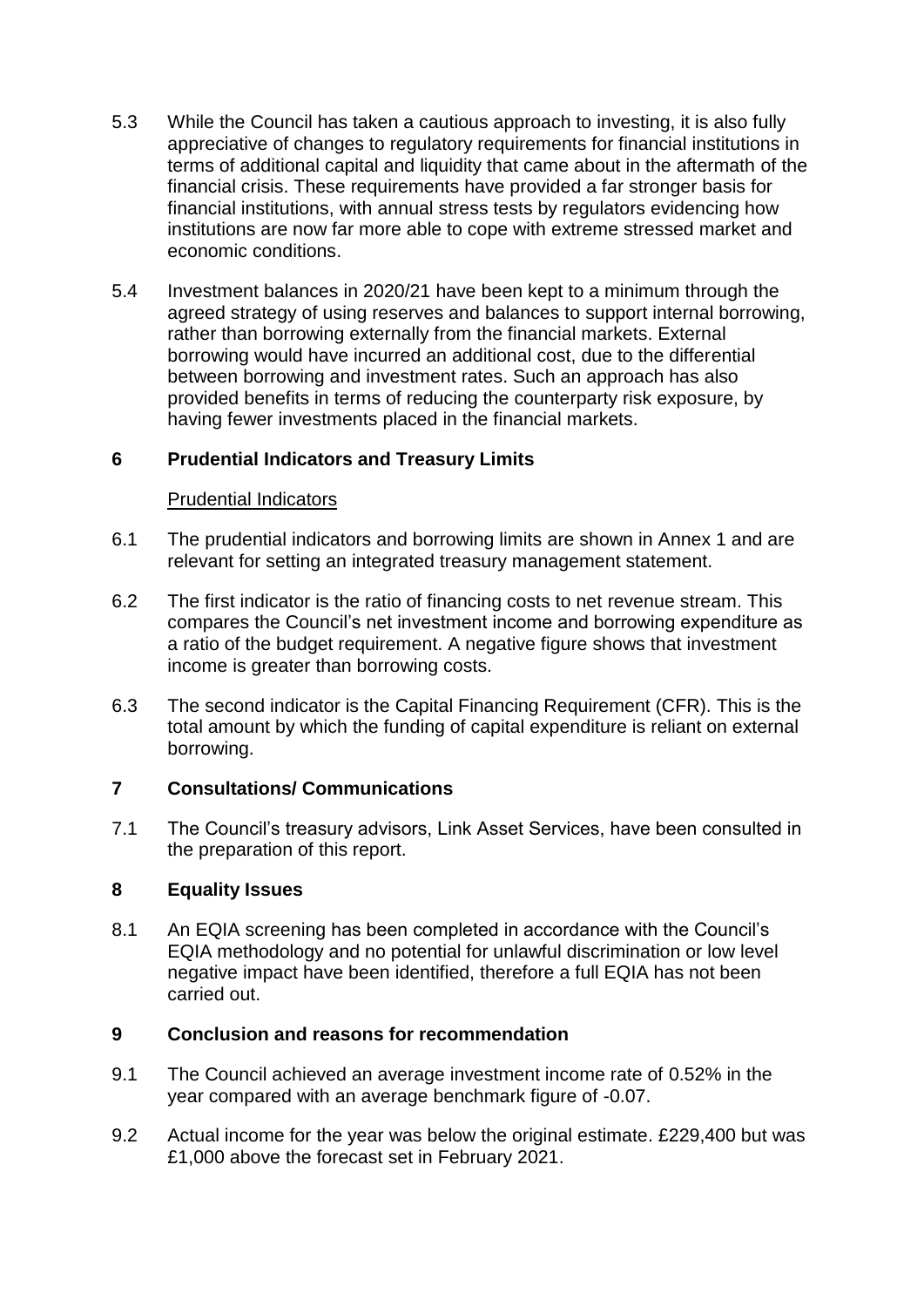5.3 While the Council has taken a cautious approach to investing, it is also fully appreciative of changes to regulatory requirements for financial institutions in terms of additional capital and liquidity that came about in the aftermath of the financial crisis. These requirements have provided a far stronger basis for financial institutions, with annual stress tests by regulators evidencing how institutions are now far more able to cope with extreme stressed market and economic conditions.

5.4 Investment balances in 2020/21 have been kept to a minimum through the agreed strategy of using reserves and balances to support internal borrowing, rather than borrowing externally from the financial markets. External borrowing would have incurred an additional cost, due to the differential between borrowing and investment rates. Such an approach has also provided benefits in terms of reducing the counterparty risk exposure, by having fewer investments placed in the financial markets.

## 6 Prudential Indicators and Treasury Limits

Prudential Indicators

6.1 The prudential indicators and borrowing limits are shown in Annex 1 and are relevant for setting an integrated treasury management statement.

6.2 The first indicator is the ratio of financing costs to net revenue stream. This compares the Council's net investment income and borrowing expenditure as a ratio of the budget requirement. A negative figure shows that investment income is greater than borrowing costs.

6.3 The second indicator is the Capital Financing Requirement (CFR). This is the total amount by which the funding of capital expenditure is reliant on external borrowing.

## 7 Consultations/ Communications

7.1 The Council's treasury advisors, Link Asset Services, have been consulted in the preparation of this report.

## 8 Equality Issues

8.1 An EQIA screening has been completed in accordance with the Council's EQIA methodology and no potential for unlawful discrimination or low level negative impact have been identified, therefore a full EQIA has not been carried out.

## 9 Conclusion and reasons for recommendation

9.1 The Council achieved an average investment income rate of 0.52% in the year compared with an average benchmark figure of -0.07.

9.2 Actual income for the year was below the original estimate. £229,400 but was £1,000 above the forecast set in February 2021.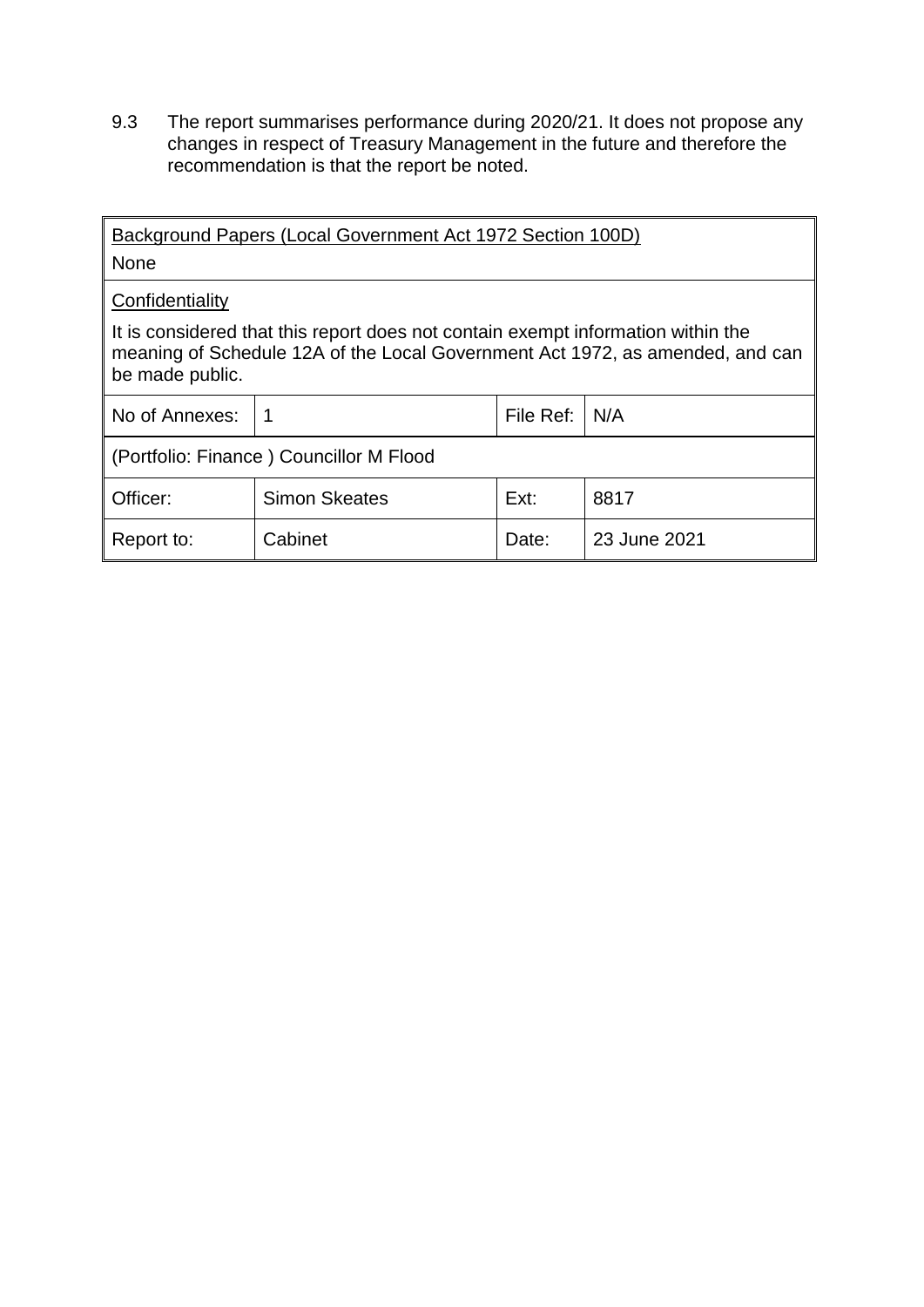9.3 The report summarises performance during 2020/21. It does not propose any changes in respect of Treasury Management in the future and therefore the recommendation is that the report be noted.

| | | | |
|---|---|---|---|
| Background Papers (Local Government Act 1972 Section 100D)<br>None | | | |
| Confidentiality<br>It is considered that this report does not contain exempt information within the meaning of Schedule 12A of the Local Government Act 1972, as amended, and can be made public. | | | |
| No of Annexes: | 1 | File Ref: | N/A |
| (Portfolio: Finance ) Councillor M Flood | | | |
| Officer: | Simon Skeates | Ext: | 8817 |
| Report to: | Cabinet | Date: | 23 June 2021 |